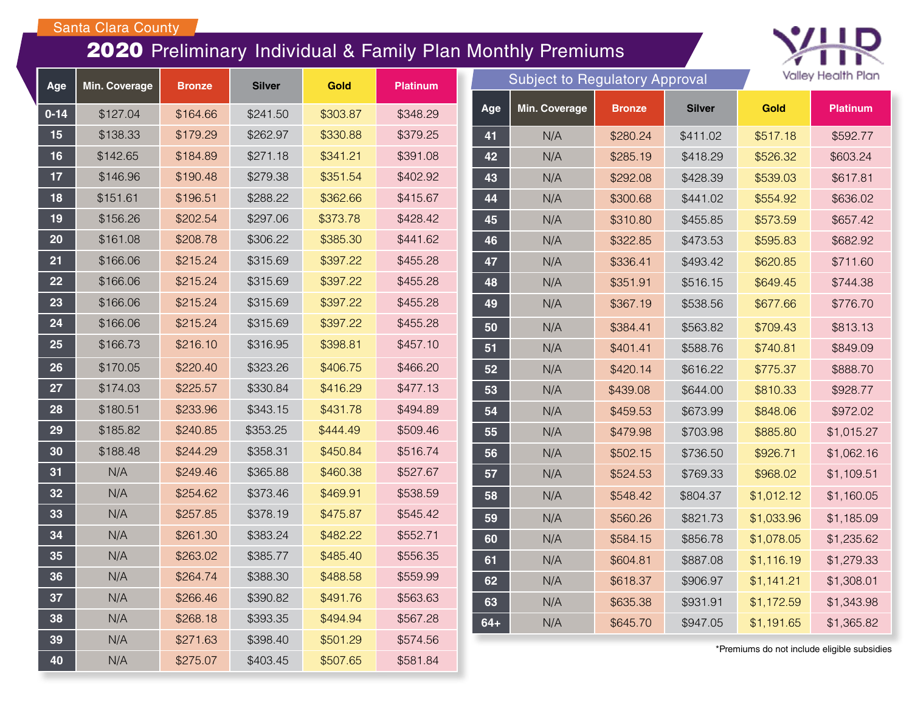Santa Clara County

# 2020 Preliminary Individual & Family Plan Monthly Premiums

Valley Health Plan

Subject to Regulatory Approval

| Age | Min. Coverage | Bronze | Silver | Gold | Platinum |
|---|---|---|---|---|---|
| 0-14 | $127.04 | $164.66 | $241.50 | $303.87 | $348.29 |
| 15 | $138.33 | $179.29 | $262.97 | $330.88 | $379.25 |
| 16 | $142.65 | $184.89 | $271.18 | $341.21 | $391.08 |
| 17 | $146.96 | $190.48 | $279.38 | $351.54 | $402.92 |
| 18 | $151.61 | $196.51 | $288.22 | $362.66 | $415.67 |
| 19 | $156.26 | $202.54 | $297.06 | $373.78 | $428.42 |
| 20 | $161.08 | $208.78 | $306.22 | $385.30 | $441.62 |
| 21 | $166.06 | $215.24 | $315.69 | $397.22 | $455.28 |
| 22 | $166.06 | $215.24 | $315.69 | $397.22 | $455.28 |
| 23 | $166.06 | $215.24 | $315.69 | $397.22 | $455.28 |
| 24 | $166.06 | $215.24 | $315.69 | $397.22 | $455.28 |
| 25 | $166.73 | $216.10 | $316.95 | $398.81 | $457.10 |
| 26 | $170.05 | $220.40 | $323.26 | $406.75 | $466.20 |
| 27 | $174.03 | $225.57 | $330.84 | $416.29 | $477.13 |
| 28 | $180.51 | $233.96 | $343.15 | $431.78 | $494.89 |
| 29 | $185.82 | $240.85 | $353.25 | $444.49 | $509.46 |
| 30 | $188.48 | $244.29 | $358.31 | $450.84 | $516.74 |
| 31 | N/A | $249.46 | $365.88 | $460.38 | $527.67 |
| 32 | N/A | $254.62 | $373.46 | $469.91 | $538.59 |
| 33 | N/A | $257.85 | $378.19 | $475.87 | $545.42 |
| 34 | N/A | $261.30 | $383.24 | $482.22 | $552.71 |
| 35 | N/A | $263.02 | $385.77 | $485.40 | $556.35 |
| 36 | N/A | $264.74 | $388.30 | $488.58 | $559.99 |
| 37 | N/A | $266.46 | $390.82 | $491.76 | $563.63 |
| 38 | N/A | $268.18 | $393.35 | $494.94 | $567.28 |
| 39 | N/A | $271.63 | $398.40 | $501.29 | $574.56 |
| 40 | N/A | $275.07 | $403.45 | $507.65 | $581.84 |
| 41 | N/A | $280.24 | $411.02 | $517.18 | $592.77 |
| 42 | N/A | $285.19 | $418.29 | $526.32 | $603.24 |
| 43 | N/A | $292.08 | $428.39 | $539.03 | $617.81 |
| 44 | N/A | $300.68 | $441.02 | $554.92 | $636.02 |
| 45 | N/A | $310.80 | $455.85 | $573.59 | $657.42 |
| 46 | N/A | $322.85 | $473.53 | $595.83 | $682.92 |
| 47 | N/A | $336.41 | $493.42 | $620.85 | $711.60 |
| 48 | N/A | $351.91 | $516.15 | $649.45 | $744.38 |
| 49 | N/A | $367.19 | $538.56 | $677.66 | $776.70 |
| 50 | N/A | $384.41 | $563.82 | $709.43 | $813.13 |
| 51 | N/A | $401.41 | $588.76 | $740.81 | $849.09 |
| 52 | N/A | $420.14 | $616.22 | $775.37 | $888.70 |
| 53 | N/A | $439.08 | $644.00 | $810.33 | $928.77 |
| 54 | N/A | $459.53 | $673.99 | $848.06 | $972.02 |
| 55 | N/A | $479.98 | $703.98 | $885.80 | $1,015.27 |
| 56 | N/A | $502.15 | $736.50 | $926.71 | $1,062.16 |
| 57 | N/A | $524.53 | $769.33 | $968.02 | $1,109.51 |
| 58 | N/A | $548.42 | $804.37 | $1,012.12 | $1,160.05 |
| 59 | N/A | $560.26 | $821.73 | $1,033.96 | $1,185.09 |
| 60 | N/A | $584.15 | $856.78 | $1,078.05 | $1,235.62 |
| 61 | N/A | $604.81 | $887.08 | $1,116.19 | $1,279.33 |
| 62 | N/A | $618.37 | $906.97 | $1,141.21 | $1,308.01 |
| 63 | N/A | $635.38 | $931.91 | $1,172.59 | $1,343.98 |
| 64+ | N/A | $645.70 | $947.05 | $1,191.65 | $1,365.82 |

*Premiums do not include eligible subsidies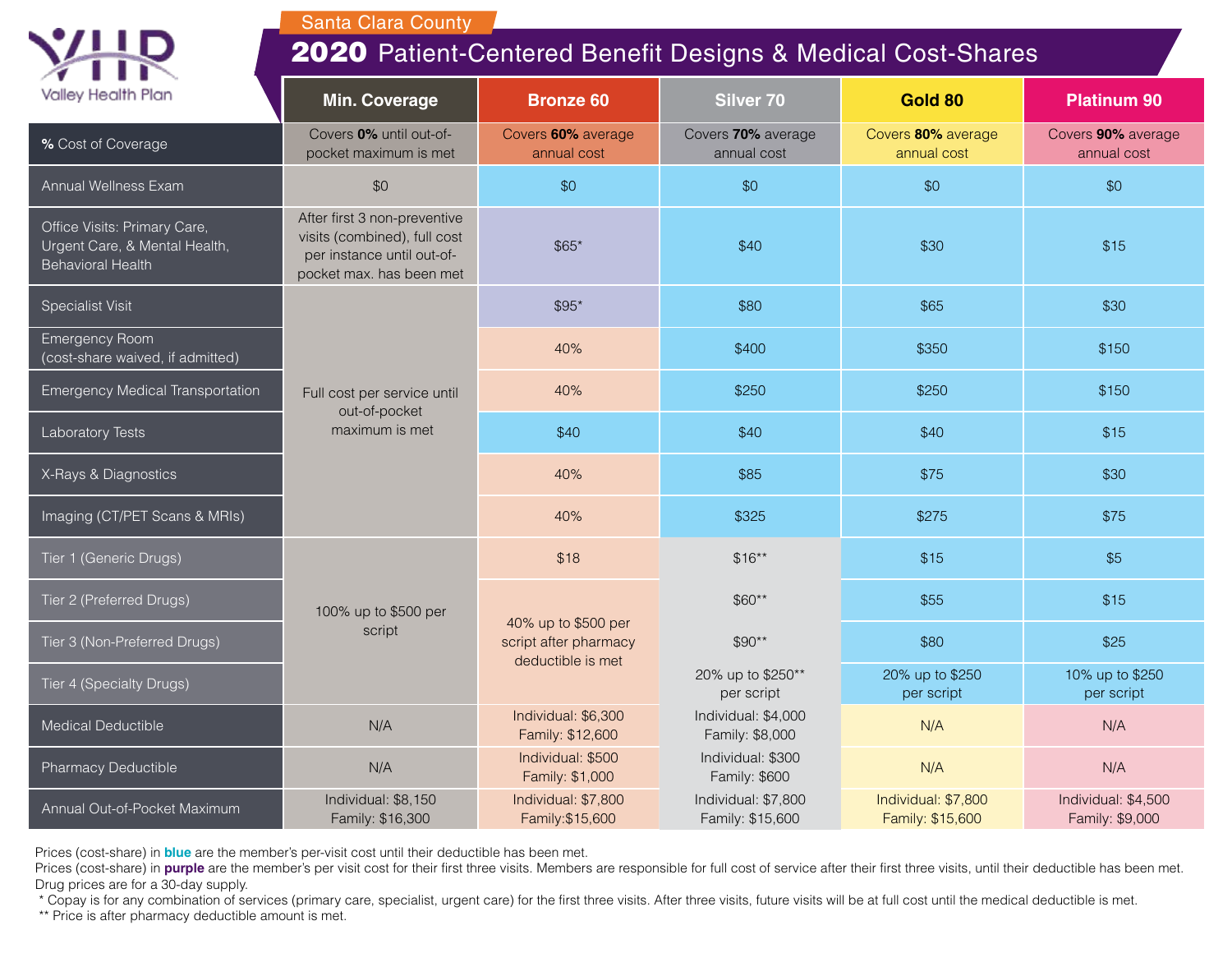Valley Health Plan

Santa Clara County

# 2020 Patient-Centered Benefit Designs & Medical Cost-Shares

| | Min. Coverage | Bronze 60 | Silver 70 | Gold 80 | Platinum 90 |
|---|---|---|---|---|---|
| % Cost of Coverage | Covers **0%** until out-of-pocket maximum is met | Covers **60%** average annual cost | Covers **70%** average annual cost | Covers **80%** average annual cost | Covers **90%** average annual cost |
| Annual Wellness Exam | $0 | $0 | $0 | $0 | $0 |
| Office Visits: Primary Care, Urgent Care, & Mental Health, Behavioral Health | After first 3 non-preventive visits (combined), full cost per instance until out-of-pocket max. has been met | $65* | $40 | $30 | $15 |
| Specialist Visit | Full cost per service until out-of-pocket maximum is met | $95* | $80 | $65 | $30 |
| Emergency Room (cost-share waived, if admitted) | | 40% | $400 | $350 | $150 |
| Emergency Medical Transportation | | 40% | $250 | $250 | $150 |
| Laboratory Tests | | $40 | $40 | $40 | $15 |
| X-Rays & Diagnostics | | 40% | $85 | $75 | $30 |
| Imaging (CT/PET Scans & MRIs) | | 40% | $325 | $275 | $75 |
| Tier 1 (Generic Drugs) | 100% up to $500 per script | $18 | $16** | $15 | $5 |
| Tier 2 (Preferred Drugs) | | 40% up to $500 per script after pharmacy deductible is met | $60** | $55 | $15 |
| Tier 3 (Non-Preferred Drugs) | | | $90** | $80 | $25 |
| Tier 4 (Specialty Drugs) | | | 20% up to $250** per script | 20% up to $250 per script | 10% up to $250 per script |
| Medical Deductible | N/A | Individual: $6,300<br>Family: $12,600 | Individual: $4,000<br>Family: $8,000 | N/A | N/A |
| Pharmacy Deductible | N/A | Individual: $500<br>Family: $1,000 | Individual: $300<br>Family: $600 | N/A | N/A |
| Annual Out-of-Pocket Maximum | Individual: $8,150<br>Family: $16,300 | Individual: $7,800<br>Family:$15,600 | Individual: $7,800<br>Family: $15,600 | Individual: $7,800<br>Family: $15,600 | Individual: $4,500<br>Family: $9,000 |

Prices (cost-share) in **blue** are the member's per-visit cost until their deductible has been met.
Prices (cost-share) in **purple** are the member's per visit cost for their first three visits. Members are responsible for full cost of service after their first three visits, until their deductible has been met.
Drug prices are for a 30-day supply.
\* Copay is for any combination of services (primary care, specialist, urgent care) for the first three visits. After three visits, future visits will be at full cost until the medical deductible is met.
\*\* Price is after pharmacy deductible amount is met.